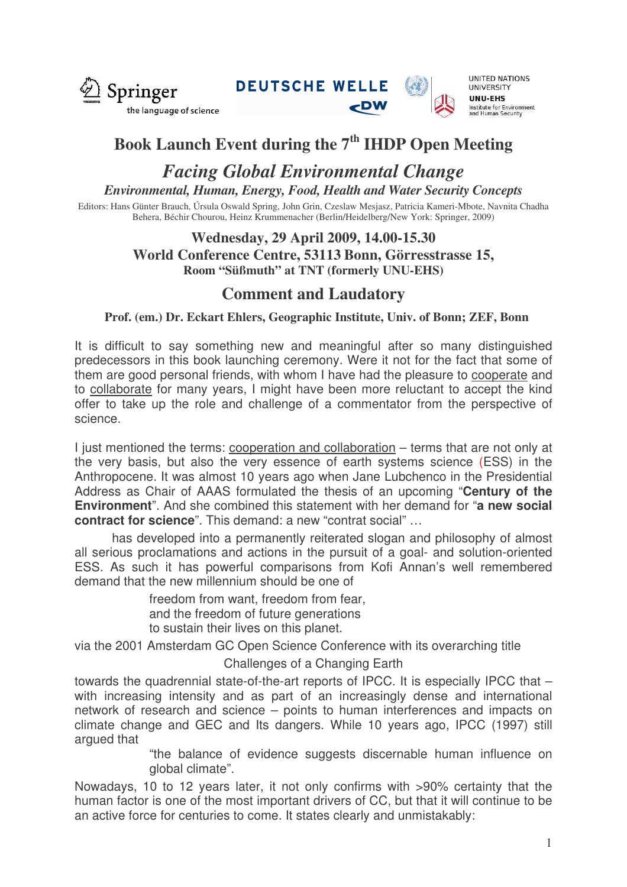# Book Launch Event during the 7th IHDP Open Meeting

## *Facing Global Environmental Change*

### *Environmental, Human, Energy, Food, Health and Water Security Concepts*

Editors: Hans Günter Brauch, Úrsula Oswald Spring, John Grin, Czeslaw Mesjasz, Patricia Kameri-Mbote, Navnita Chadha Behera, Béchir Chourou, Heinz Krummenacher (Berlin/Heidelberg/New York: Springer, 2009)

**Wednesday, 29 April 2009, 14.00-15.30**
**World Conference Centre, 53113 Bonn, Görresstrasse 15,**
**Room "Süßmuth" at TNT (formerly UNU-EHS)**

## Comment and Laudatory

**Prof. (em.) Dr. Eckart Ehlers, Geographic Institute, Univ. of Bonn; ZEF, Bonn**

It is difficult to say something new and meaningful after so many distinguished predecessors in this book launching ceremony. Were it not for the fact that some of them are good personal friends, with whom I have had the pleasure to cooperate and to collaborate for many years, I might have been more reluctant to accept the kind offer to take up the role and challenge of a commentator from the perspective of science.

I just mentioned the terms: cooperation and collaboration – terms that are not only at the very basis, but also the very essence of earth systems science (ESS) in the Anthropocene. It was almost 10 years ago when Jane Lubchenco in the Presidential Address as Chair of AAAS formulated the thesis of an upcoming "**Century of the Environment**". And she combined this statement with her demand for "**a new social contract for science**". This demand: a new "contrat social" …

has developed into a permanently reiterated slogan and philosophy of almost all serious proclamations and actions in the pursuit of a goal- and solution-oriented ESS. As such it has powerful comparisons from Kofi Annan's well remembered demand that the new millennium should be one of

> freedom from want, freedom from fear,
> and the freedom of future generations
> to sustain their lives on this planet.

via the 2001 Amsterdam GC Open Science Conference with its overarching title

Challenges of a Changing Earth

towards the quadrennial state-of-the-art reports of IPCC. It is especially IPCC that – with increasing intensity and as part of an increasingly dense and international network of research and science – points to human interferences and impacts on climate change and GEC and Its dangers. While 10 years ago, IPCC (1997) still argued that

> "the balance of evidence suggests discernable human influence on global climate".

Nowadays, 10 to 12 years later, it not only confirms with >90% certainty that the human factor is one of the most important drivers of CC, but that it will continue to be an active force for centuries to come. It states clearly and unmistakably: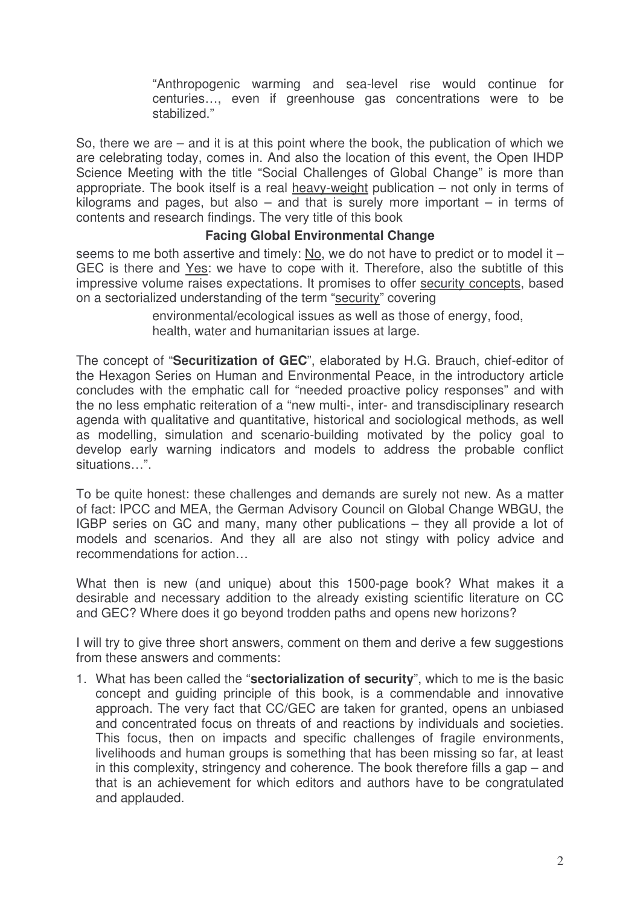> "Anthropogenic warming and sea-level rise would continue for centuries…, even if greenhouse gas concentrations were to be stabilized."

So, there we are – and it is at this point where the book, the publication of which we are celebrating today, comes in. And also the location of this event, the Open IHDP Science Meeting with the title "Social Challenges of Global Change" is more than appropriate. The book itself is a real <u>heavy-weight</u> publication – not only in terms of kilograms and pages, but also – and that is surely more important – in terms of contents and research findings. The very title of this book

**Facing Global Environmental Change**

seems to me both assertive and timely: <u>No</u>, we do not have to predict or to model it – GEC is there and <u>Yes</u>: we have to cope with it. Therefore, also the subtitle of this impressive volume raises expectations. It promises to offer <u>security concepts</u>, based on a sectorialized understanding of the term "<u>security</u>" covering

> environmental/ecological issues as well as those of energy, food, health, water and humanitarian issues at large.

The concept of "**Securitization of GEC**", elaborated by H.G. Brauch, chief-editor of the Hexagon Series on Human and Environmental Peace, in the introductory article concludes with the emphatic call for "needed proactive policy responses" and with the no less emphatic reiteration of a "new multi-, inter- and transdisciplinary research agenda with qualitative and quantitative, historical and sociological methods, as well as modelling, simulation and scenario-building motivated by the policy goal to develop early warning indicators and models to address the probable conflict situations…".

To be quite honest: these challenges and demands are surely not new. As a matter of fact: IPCC and MEA, the German Advisory Council on Global Change WBGU, the IGBP series on GC and many, many other publications – they all provide a lot of models and scenarios. And they all are also not stingy with policy advice and recommendations for action…

What then is new (and unique) about this 1500-page book? What makes it a desirable and necessary addition to the already existing scientific literature on CC and GEC? Where does it go beyond trodden paths and opens new horizons?

I will try to give three short answers, comment on them and derive a few suggestions from these answers and comments:

1. What has been called the "**sectorialization of security**", which to me is the basic concept and guiding principle of this book, is a commendable and innovative approach. The very fact that CC/GEC are taken for granted, opens an unbiased and concentrated focus on threats of and reactions by individuals and societies. This focus, then on impacts and specific challenges of fragile environments, livelihoods and human groups is something that has been missing so far, at least in this complexity, stringency and coherence. The book therefore fills a gap – and that is an achievement for which editors and authors have to be congratulated and applauded.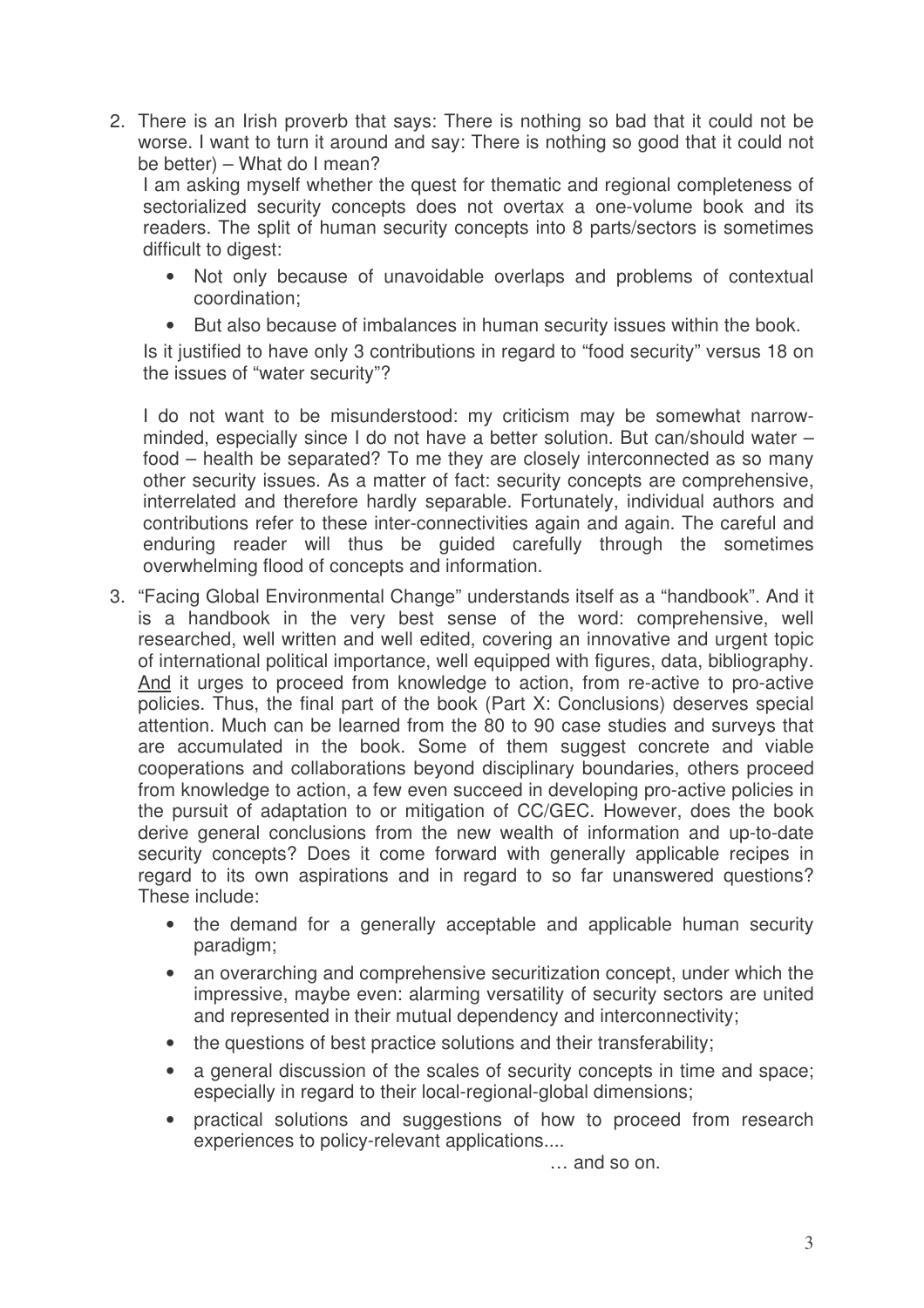2. There is an Irish proverb that says: There is nothing so bad that it could not be worse. I want to turn it around and say: There is nothing so good that it could not be better) – What do I mean?

   I am asking myself whether the quest for thematic and regional completeness of sectorialized security concepts does not overtax a one-volume book and its readers. The split of human security concepts into 8 parts/sectors is sometimes difficult to digest:

   - Not only because of unavoidable overlaps and problems of contextual coordination;
   - But also because of imbalances in human security issues within the book.

   Is it justified to have only 3 contributions in regard to "food security" versus 18 on the issues of "water security"?

   I do not want to be misunderstood: my criticism may be somewhat narrow-minded, especially since I do not have a better solution. But can/should water – food – health be separated? To me they are closely interconnected as so many other security issues. As a matter of fact: security concepts are comprehensive, interrelated and therefore hardly separable. Fortunately, individual authors and contributions refer to these inter-connectivities again and again. The careful and enduring reader will thus be guided carefully through the sometimes overwhelming flood of concepts and information.

3. "Facing Global Environmental Change" understands itself as a "handbook". And it is a handbook in the very best sense of the word: comprehensive, well researched, well written and well edited, covering an innovative and urgent topic of international political importance, well equipped with figures, data, bibliography. <u>And</u> it urges to proceed from knowledge to action, from re-active to pro-active policies. Thus, the final part of the book (Part X: Conclusions) deserves special attention. Much can be learned from the 80 to 90 case studies and surveys that are accumulated in the book. Some of them suggest concrete and viable cooperations and collaborations beyond disciplinary boundaries, others proceed from knowledge to action, a few even succeed in developing pro-active policies in the pursuit of adaptation to or mitigation of CC/GEC. However, does the book derive general conclusions from the new wealth of information and up-to-date security concepts? Does it come forward with generally applicable recipes in regard to its own aspirations and in regard to so far unanswered questions? These include:

   - the demand for a generally acceptable and applicable human security paradigm;
   - an overarching and comprehensive securitization concept, under which the impressive, maybe even: alarming versatility of security sectors are united and represented in their mutual dependency and interconnectivity;
   - the questions of best practice solutions and their transferability;
   - a general discussion of the scales of security concepts in time and space; especially in regard to their local-regional-global dimensions;
   - practical solutions and suggestions of how to proceed from research experiences to policy-relevant applications....

   … and so on.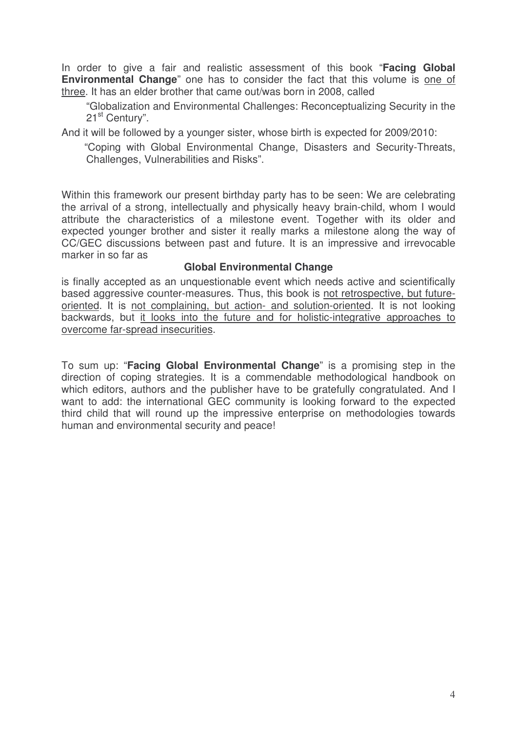In order to give a fair and realistic assessment of this book "**Facing Global Environmental Change**" one has to consider the fact that this volume is <u>one of three</u>. It has an elder brother that came out/was born in 2008, called

> "Globalization and Environmental Challenges: Reconceptualizing Security in the 21st Century".

And it will be followed by a younger sister, whose birth is expected for 2009/2010:

> "Coping with Global Environmental Change, Disasters and Security-Threats, Challenges, Vulnerabilities and Risks".

Within this framework our present birthday party has to be seen: We are celebrating the arrival of a strong, intellectually and physically heavy brain-child, whom I would attribute the characteristics of a milestone event. Together with its older and expected younger brother and sister it really marks a milestone along the way of CC/GEC discussions between past and future. It is an impressive and irrevocable marker in so far as

**Global Environmental Change**

is finally accepted as an unquestionable event which needs active and scientifically based aggressive counter-measures. Thus, this book is <u>not retrospective, but future-oriented</u>. It is <u>not complaining, but action- and solution-oriented</u>. It is not looking backwards, but <u>it looks into the future and for holistic-integrative approaches to overcome far-spread insecurities</u>.

To sum up: "**Facing Global Environmental Change**" is a promising step in the direction of coping strategies. It is a commendable methodological handbook on which editors, authors and the publisher have to be gratefully congratulated. And I want to add: the international GEC community is looking forward to the expected third child that will round up the impressive enterprise on methodologies towards human and environmental security and peace!